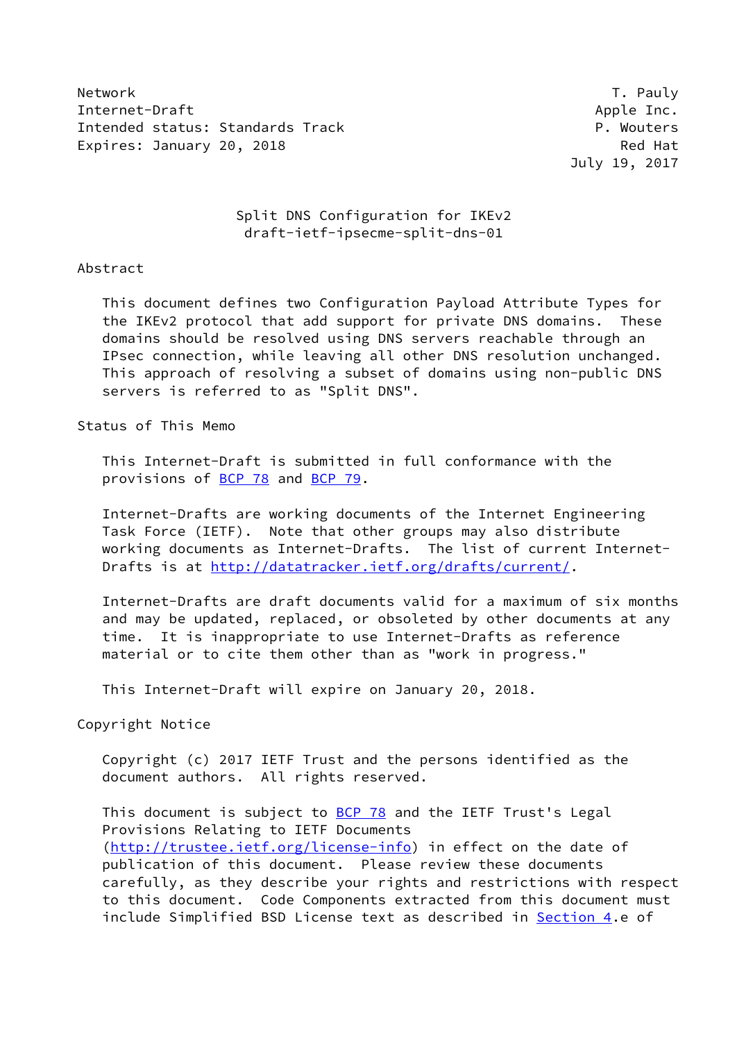Network T. Pauly
Internet-Draft Apple Inc.
Intended status: Standards Track P. Wouters
Expires: January 20, 2018 Red Hat
July 19, 2017

# Split DNS Configuration for IKEv2
draft-ietf-ipsecme-split-dns-01

## Abstract

This document defines two Configuration Payload Attribute Types for the IKEv2 protocol that add support for private DNS domains. These domains should be resolved using DNS servers reachable through an IPsec connection, while leaving all other DNS resolution unchanged. This approach of resolving a subset of domains using non-public DNS servers is referred to as "Split DNS".

## Status of This Memo

This Internet-Draft is submitted in full conformance with the provisions of BCP 78 and BCP 79.

Internet-Drafts are working documents of the Internet Engineering Task Force (IETF). Note that other groups may also distribute working documents as Internet-Drafts. The list of current Internet-Drafts is at http://datatracker.ietf.org/drafts/current/.

Internet-Drafts are draft documents valid for a maximum of six months and may be updated, replaced, or obsoleted by other documents at any time. It is inappropriate to use Internet-Drafts as reference material or to cite them other than as "work in progress."

This Internet-Draft will expire on January 20, 2018.

## Copyright Notice

Copyright (c) 2017 IETF Trust and the persons identified as the document authors. All rights reserved.

This document is subject to BCP 78 and the IETF Trust's Legal Provisions Relating to IETF Documents (http://trustee.ietf.org/license-info) in effect on the date of publication of this document. Please review these documents carefully, as they describe your rights and restrictions with respect to this document. Code Components extracted from this document must include Simplified BSD License text as described in Section 4.e of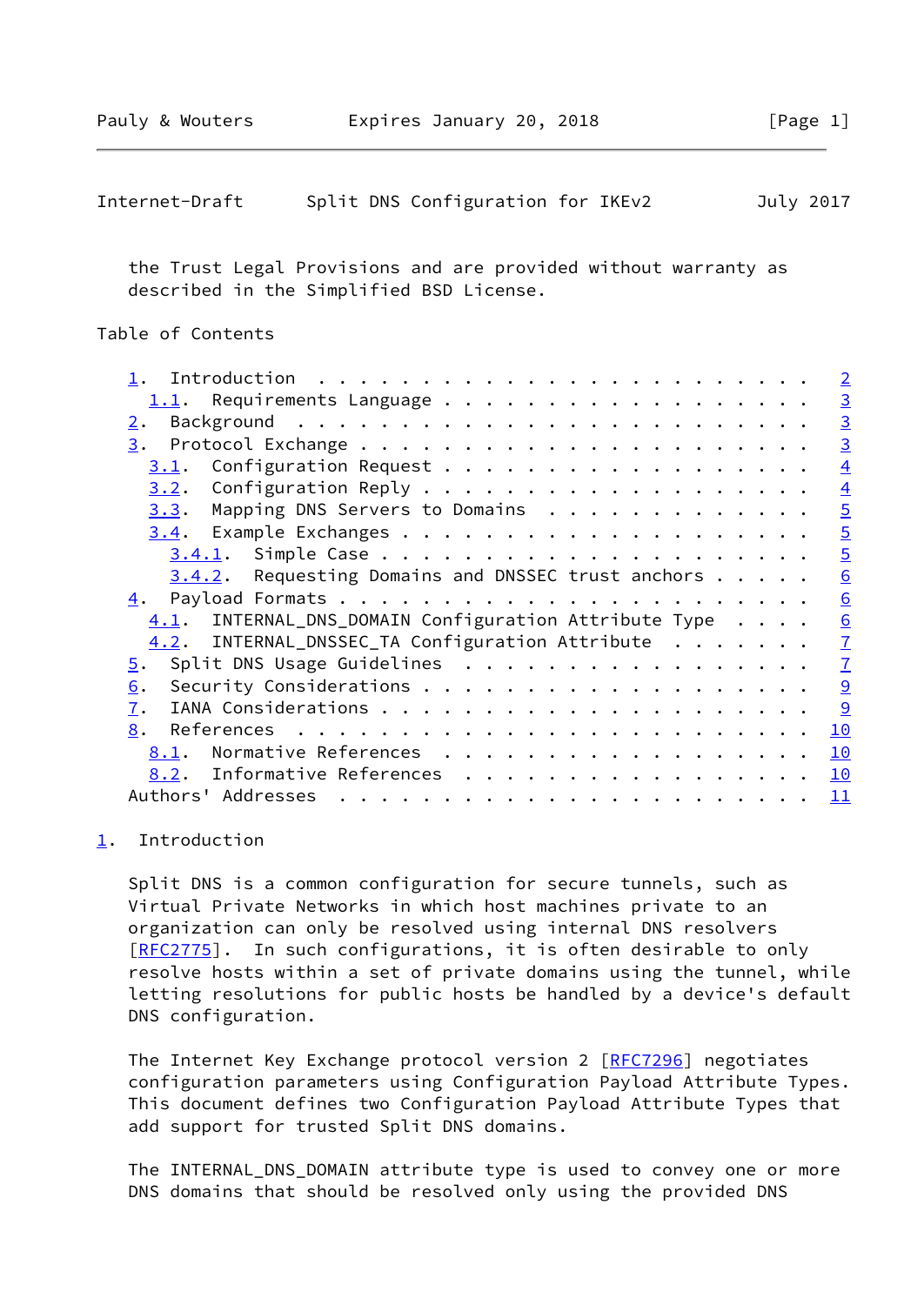the Trust Legal Provisions and are provided without warranty as described in the Simplified BSD License.

## Table of Contents

- 1. Introduction . . . . . . . . . . . . . . . . . . . . . . . . 2
  - 1.1. Requirements Language . . . . . . . . . . . . . . . . . . 3
- 2. Background . . . . . . . . . . . . . . . . . . . . . . . . . 3
- 3. Protocol Exchange . . . . . . . . . . . . . . . . . . . . . . 3
  - 3.1. Configuration Request . . . . . . . . . . . . . . . . . . 4
  - 3.2. Configuration Reply . . . . . . . . . . . . . . . . . . . 4
  - 3.3. Mapping DNS Servers to Domains . . . . . . . . . . . . . 5
  - 3.4. Example Exchanges . . . . . . . . . . . . . . . . . . . . 5
    - 3.4.1. Simple Case . . . . . . . . . . . . . . . . . . . . . 5
    - 3.4.2. Requesting Domains and DNSSEC trust anchors . . . . . 6
- 4. Payload Formats . . . . . . . . . . . . . . . . . . . . . . . 6
  - 4.1. INTERNAL_DNS_DOMAIN Configuration Attribute Type . . . . 6
  - 4.2. INTERNAL_DNSSEC_TA Configuration Attribute . . . . . . . 7
- 5. Split DNS Usage Guidelines . . . . . . . . . . . . . . . . . 7
- 6. Security Considerations . . . . . . . . . . . . . . . . . . . 9
- 7. IANA Considerations . . . . . . . . . . . . . . . . . . . . . 9
- 8. References . . . . . . . . . . . . . . . . . . . . . . . . . 10
  - 8.1. Normative References . . . . . . . . . . . . . . . . . . 10
  - 8.2. Informative References . . . . . . . . . . . . . . . . . 10
- Authors' Addresses . . . . . . . . . . . . . . . . . . . . . . . 11

## 1. Introduction

Split DNS is a common configuration for secure tunnels, such as Virtual Private Networks in which host machines private to an organization can only be resolved using internal DNS resolvers [RFC2775]. In such configurations, it is often desirable to only resolve hosts within a set of private domains using the tunnel, while letting resolutions for public hosts be handled by a device's default DNS configuration.

The Internet Key Exchange protocol version 2 [RFC7296] negotiates configuration parameters using Configuration Payload Attribute Types. This document defines two Configuration Payload Attribute Types that add support for trusted Split DNS domains.

The INTERNAL_DNS_DOMAIN attribute type is used to convey one or more DNS domains that should be resolved only using the provided DNS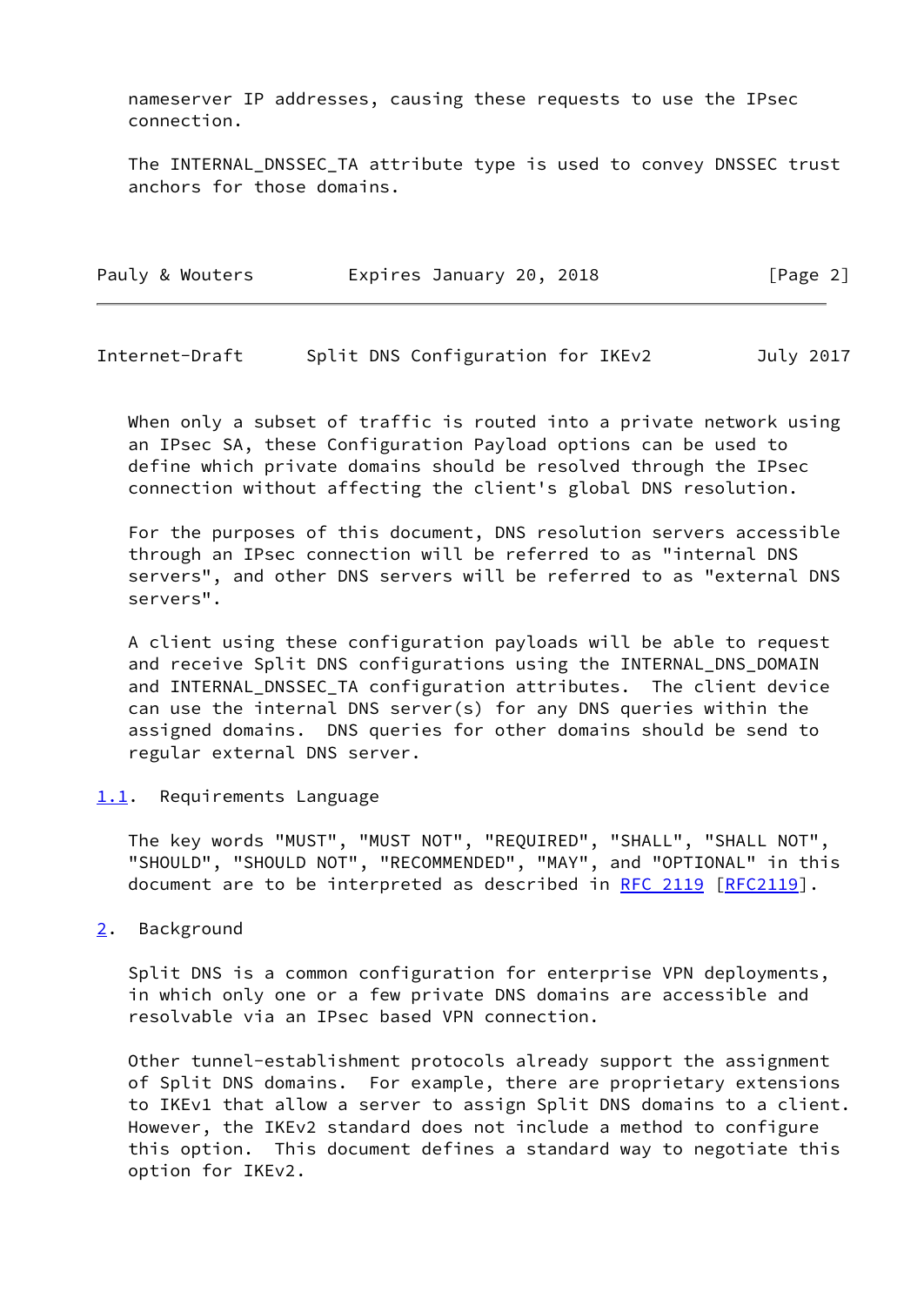nameserver IP addresses, causing these requests to use the IPsec connection.

The INTERNAL_DNSSEC_TA attribute type is used to convey DNSSEC trust anchors for those domains.

When only a subset of traffic is routed into a private network using an IPsec SA, these Configuration Payload options can be used to define which private domains should be resolved through the IPsec connection without affecting the client's global DNS resolution.

For the purposes of this document, DNS resolution servers accessible through an IPsec connection will be referred to as "internal DNS servers", and other DNS servers will be referred to as "external DNS servers".

A client using these configuration payloads will be able to request and receive Split DNS configurations using the INTERNAL_DNS_DOMAIN and INTERNAL_DNSSEC_TA configuration attributes. The client device can use the internal DNS server(s) for any DNS queries within the assigned domains. DNS queries for other domains should be send to regular external DNS server.

### 1.1. Requirements Language

The key words "MUST", "MUST NOT", "REQUIRED", "SHALL", "SHALL NOT", "SHOULD", "SHOULD NOT", "RECOMMENDED", "MAY", and "OPTIONAL" in this document are to be interpreted as described in RFC 2119 [RFC2119].

## 2. Background

Split DNS is a common configuration for enterprise VPN deployments, in which only one or a few private DNS domains are accessible and resolvable via an IPsec based VPN connection.

Other tunnel-establishment protocols already support the assignment of Split DNS domains. For example, there are proprietary extensions to IKEv1 that allow a server to assign Split DNS domains to a client. However, the IKEv2 standard does not include a method to configure this option. This document defines a standard way to negotiate this option for IKEv2.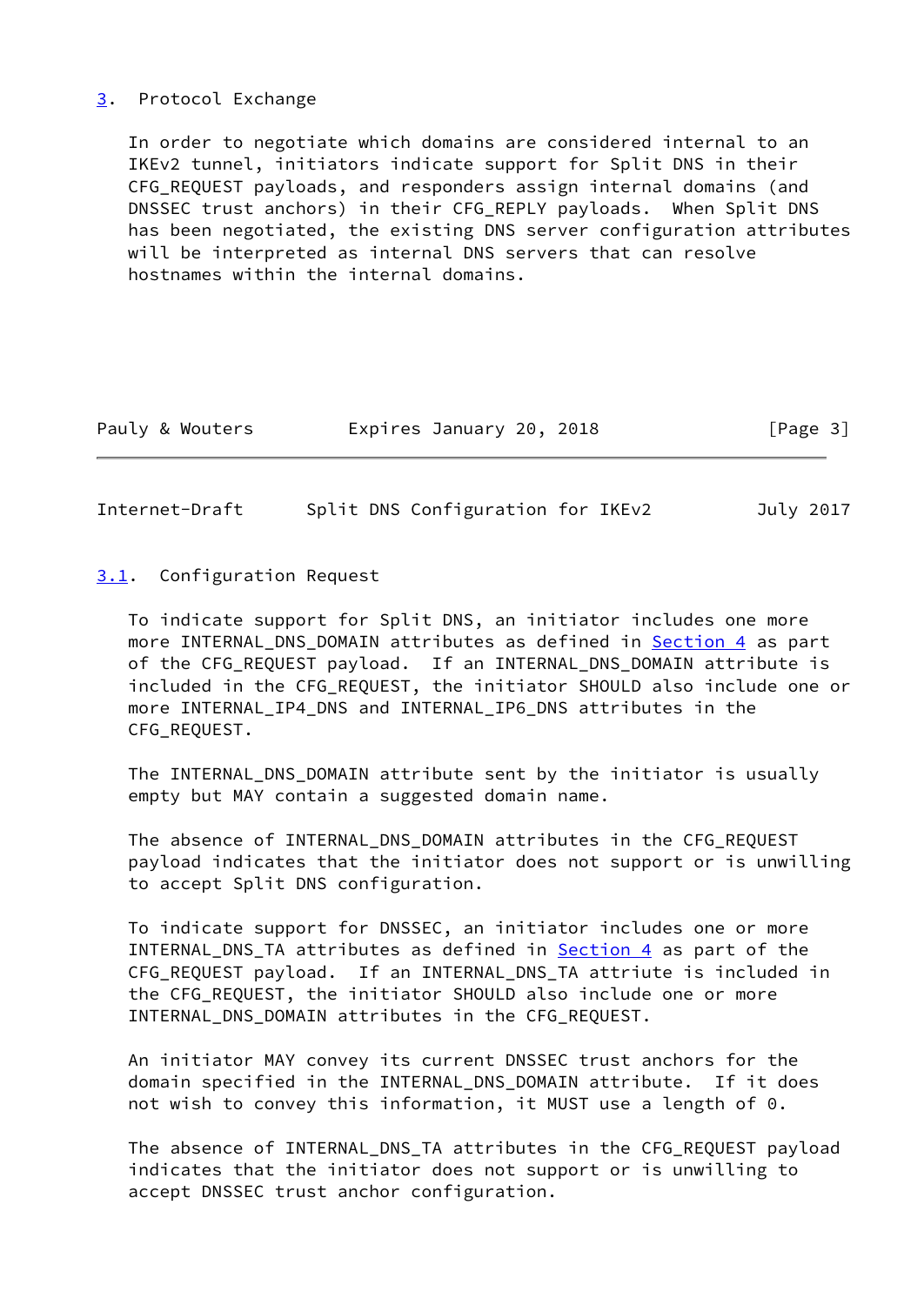## 3. Protocol Exchange

In order to negotiate which domains are considered internal to an IKEv2 tunnel, initiators indicate support for Split DNS in their CFG_REQUEST payloads, and responders assign internal domains (and DNSSEC trust anchors) in their CFG_REPLY payloads. When Split DNS has been negotiated, the existing DNS server configuration attributes will be interpreted as internal DNS servers that can resolve hostnames within the internal domains.

### 3.1. Configuration Request

To indicate support for Split DNS, an initiator includes one more more INTERNAL_DNS_DOMAIN attributes as defined in Section 4 as part of the CFG_REQUEST payload. If an INTERNAL_DNS_DOMAIN attribute is included in the CFG_REQUEST, the initiator SHOULD also include one or more INTERNAL_IP4_DNS and INTERNAL_IP6_DNS attributes in the CFG_REQUEST.

The INTERNAL_DNS_DOMAIN attribute sent by the initiator is usually empty but MAY contain a suggested domain name.

The absence of INTERNAL_DNS_DOMAIN attributes in the CFG_REQUEST payload indicates that the initiator does not support or is unwilling to accept Split DNS configuration.

To indicate support for DNSSEC, an initiator includes one or more INTERNAL_DNS_TA attributes as defined in Section 4 as part of the CFG_REQUEST payload. If an INTERNAL_DNS_TA attriute is included in the CFG_REQUEST, the initiator SHOULD also include one or more INTERNAL_DNS_DOMAIN attributes in the CFG_REQUEST.

An initiator MAY convey its current DNSSEC trust anchors for the domain specified in the INTERNAL_DNS_DOMAIN attribute. If it does not wish to convey this information, it MUST use a length of 0.

The absence of INTERNAL_DNS_TA attributes in the CFG_REQUEST payload indicates that the initiator does not support or is unwilling to accept DNSSEC trust anchor configuration.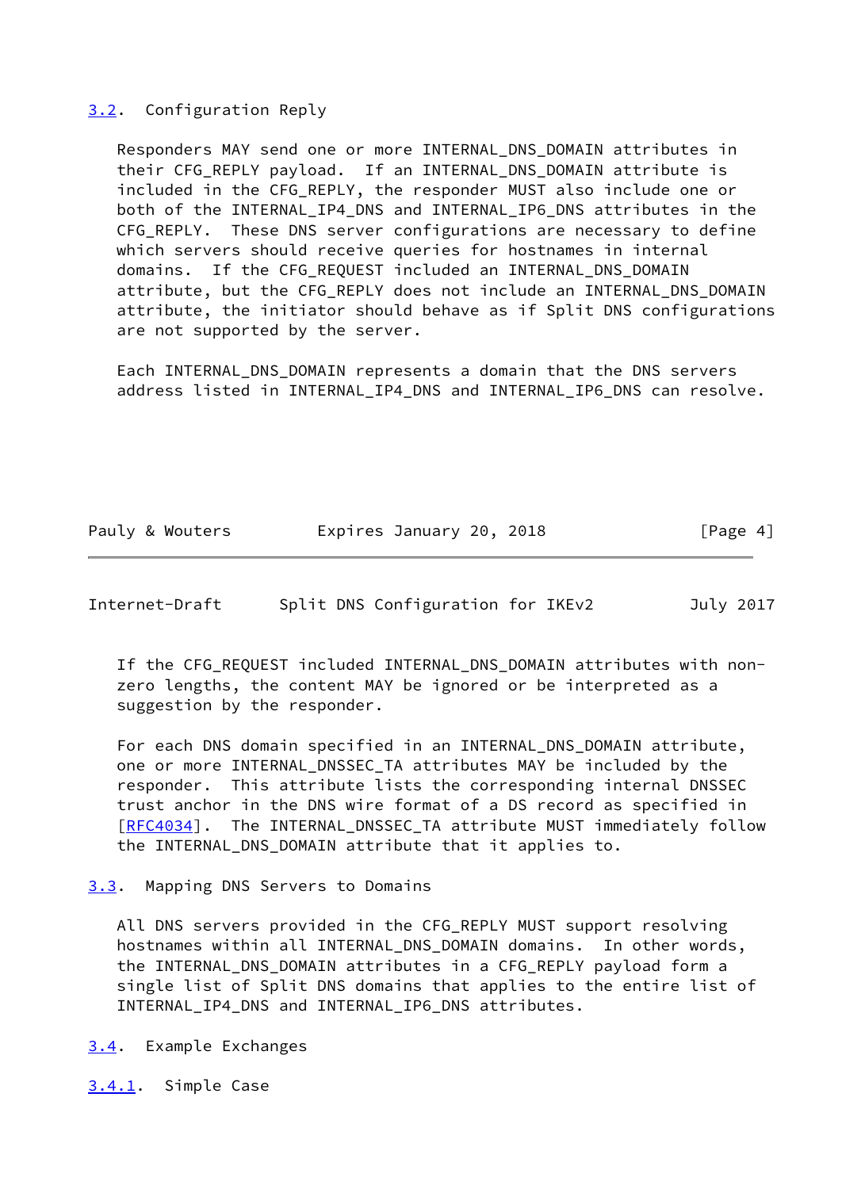### 3.2. Configuration Reply

Responders MAY send one or more INTERNAL_DNS_DOMAIN attributes in their CFG_REPLY payload. If an INTERNAL_DNS_DOMAIN attribute is included in the CFG_REPLY, the responder MUST also include one or both of the INTERNAL_IP4_DNS and INTERNAL_IP6_DNS attributes in the CFG_REPLY. These DNS server configurations are necessary to define which servers should receive queries for hostnames in internal domains. If the CFG_REQUEST included an INTERNAL_DNS_DOMAIN attribute, but the CFG_REPLY does not include an INTERNAL_DNS_DOMAIN attribute, the initiator should behave as if Split DNS configurations are not supported by the server.

Each INTERNAL_DNS_DOMAIN represents a domain that the DNS servers address listed in INTERNAL_IP4_DNS and INTERNAL_IP6_DNS can resolve.

If the CFG_REQUEST included INTERNAL_DNS_DOMAIN attributes with non-zero lengths, the content MAY be ignored or be interpreted as a suggestion by the responder.

For each DNS domain specified in an INTERNAL_DNS_DOMAIN attribute, one or more INTERNAL_DNSSEC_TA attributes MAY be included by the responder. This attribute lists the corresponding internal DNSSEC trust anchor in the DNS wire format of a DS record as specified in [RFC4034]. The INTERNAL_DNSSEC_TA attribute MUST immediately follow the INTERNAL_DNS_DOMAIN attribute that it applies to.

### 3.3. Mapping DNS Servers to Domains

All DNS servers provided in the CFG_REPLY MUST support resolving hostnames within all INTERNAL_DNS_DOMAIN domains. In other words, the INTERNAL_DNS_DOMAIN attributes in a CFG_REPLY payload form a single list of Split DNS domains that applies to the entire list of INTERNAL_IP4_DNS and INTERNAL_IP6_DNS attributes.

### 3.4. Example Exchanges

#### 3.4.1. Simple Case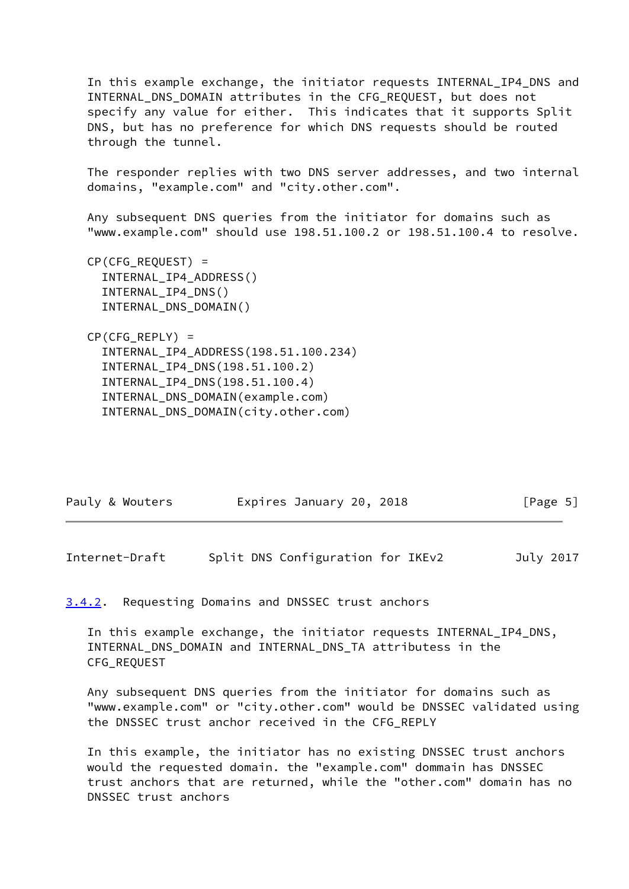In this example exchange, the initiator requests INTERNAL_IP4_DNS and INTERNAL_DNS_DOMAIN attributes in the CFG_REQUEST, but does not specify any value for either. This indicates that it supports Split DNS, but has no preference for which DNS requests should be routed through the tunnel.

The responder replies with two DNS server addresses, and two internal domains, "example.com" and "city.other.com".

Any subsequent DNS queries from the initiator for domains such as "www.example.com" should use 198.51.100.2 or 198.51.100.4 to resolve.

```
CP(CFG_REQUEST) =
  INTERNAL_IP4_ADDRESS()
  INTERNAL_IP4_DNS()
  INTERNAL_DNS_DOMAIN()

CP(CFG_REPLY) =
  INTERNAL_IP4_ADDRESS(198.51.100.234)
  INTERNAL_IP4_DNS(198.51.100.2)
  INTERNAL_IP4_DNS(198.51.100.4)
  INTERNAL_DNS_DOMAIN(example.com)
  INTERNAL_DNS_DOMAIN(city.other.com)
```

### 3.4.2. Requesting Domains and DNSSEC trust anchors

In this example exchange, the initiator requests INTERNAL_IP4_DNS, INTERNAL_DNS_DOMAIN and INTERNAL_DNS_TA attributess in the CFG_REQUEST

Any subsequent DNS queries from the initiator for domains such as "www.example.com" or "city.other.com" would be DNSSEC validated using the DNSSEC trust anchor received in the CFG_REPLY

In this example, the initiator has no existing DNSSEC trust anchors would the requested domain. the "example.com" dommain has DNSSEC trust anchors that are returned, while the "other.com" domain has no DNSSEC trust anchors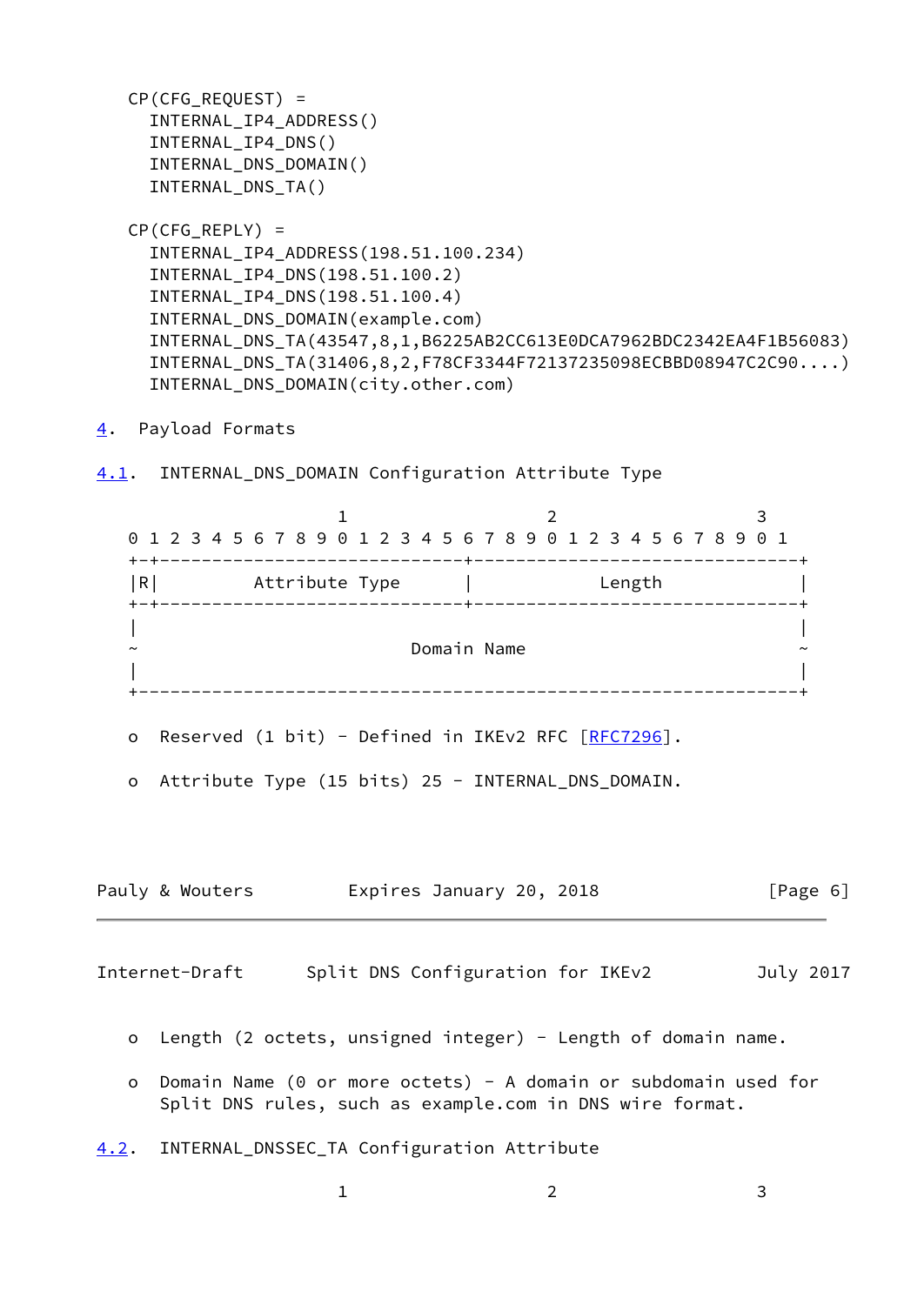```
CP(CFG_REQUEST) =
  INTERNAL_IP4_ADDRESS()
  INTERNAL_IP4_DNS()
  INTERNAL_DNS_DOMAIN()
  INTERNAL_DNS_TA()

CP(CFG_REPLY) =
  INTERNAL_IP4_ADDRESS(198.51.100.234)
  INTERNAL_IP4_DNS(198.51.100.2)
  INTERNAL_IP4_DNS(198.51.100.4)
  INTERNAL_DNS_DOMAIN(example.com)
  INTERNAL_DNS_TA(43547,8,1,B6225AB2CC613E0DCA7962BDC2342EA4F1B56083)
  INTERNAL_DNS_TA(31406,8,2,F78CF3344F72137235098ECBBD08947C2C90....)
  INTERNAL_DNS_DOMAIN(city.other.com)
```

## 4. Payload Formats

### 4.1. INTERNAL_DNS_DOMAIN Configuration Attribute Type

```
                     1                   2                   3
 0 1 2 3 4 5 6 7 8 9 0 1 2 3 4 5 6 7 8 9 0 1 2 3 4 5 6 7 8 9 0 1
+-+-----------------------------+-------------------------------+
|R|         Attribute Type      |            Length             |
+-+-----------------------------+-------------------------------+
|                                                               |
~                          Domain Name                          ~
|                                                               |
+---------------------------------------------------------------+
```

- Reserved (1 bit) - Defined in IKEv2 RFC [RFC7296].
- Attribute Type (15 bits) 25 - INTERNAL_DNS_DOMAIN.
- Length (2 octets, unsigned integer) - Length of domain name.
- Domain Name (0 or more octets) - A domain or subdomain used for Split DNS rules, such as example.com in DNS wire format.

### 4.2. INTERNAL_DNSSEC_TA Configuration Attribute

```
                     1                   2                   3
```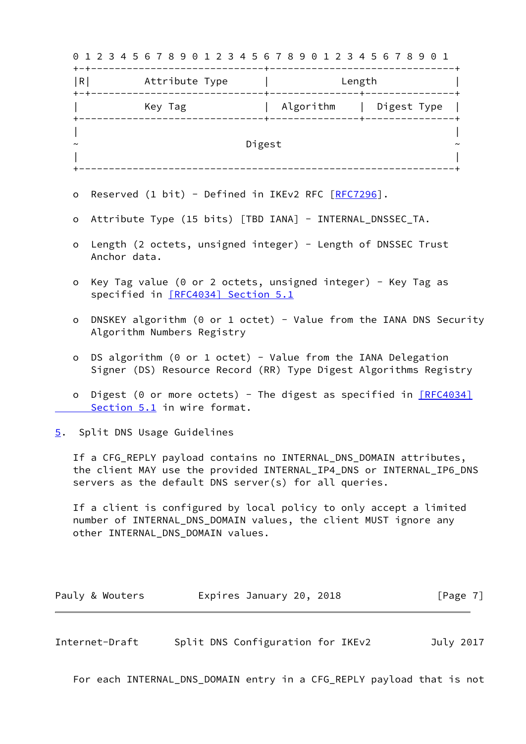```
 0 1 2 3 4 5 6 7 8 9 0 1 2 3 4 5 6 7 8 9 0 1 2 3 4 5 6 7 8 9 0 1
+-+-----------------------------+-------------------------------+
|R|         Attribute Type      |            Length             |
+-+-----------------------------+---------------+---------------+
|           Key Tag             |  Algorithm    |  Digest Type  |
+-------------------------------+---------------+---------------+
|                                                               |
~                            Digest                             ~
|                                                               |
+---------------------------------------------------------------+
```

- Reserved (1 bit) - Defined in IKEv2 RFC [RFC7296].
- Attribute Type (15 bits) [TBD IANA] - INTERNAL_DNSSEC_TA.
- Length (2 octets, unsigned integer) - Length of DNSSEC Trust Anchor data.
- Key Tag value (0 or 2 octets, unsigned integer) - Key Tag as specified in [RFC4034] Section 5.1
- DNSKEY algorithm (0 or 1 octet) - Value from the IANA DNS Security Algorithm Numbers Registry
- DS algorithm (0 or 1 octet) - Value from the IANA Delegation Signer (DS) Resource Record (RR) Type Digest Algorithms Registry
- Digest (0 or more octets) - The digest as specified in [RFC4034] Section 5.1 in wire format.

## 5. Split DNS Usage Guidelines

If a CFG_REPLY payload contains no INTERNAL_DNS_DOMAIN attributes, the client MAY use the provided INTERNAL_IP4_DNS or INTERNAL_IP6_DNS servers as the default DNS server(s) for all queries.

If a client is configured by local policy to only accept a limited number of INTERNAL_DNS_DOMAIN values, the client MUST ignore any other INTERNAL_DNS_DOMAIN values.

For each INTERNAL_DNS_DOMAIN entry in a CFG_REPLY payload that is not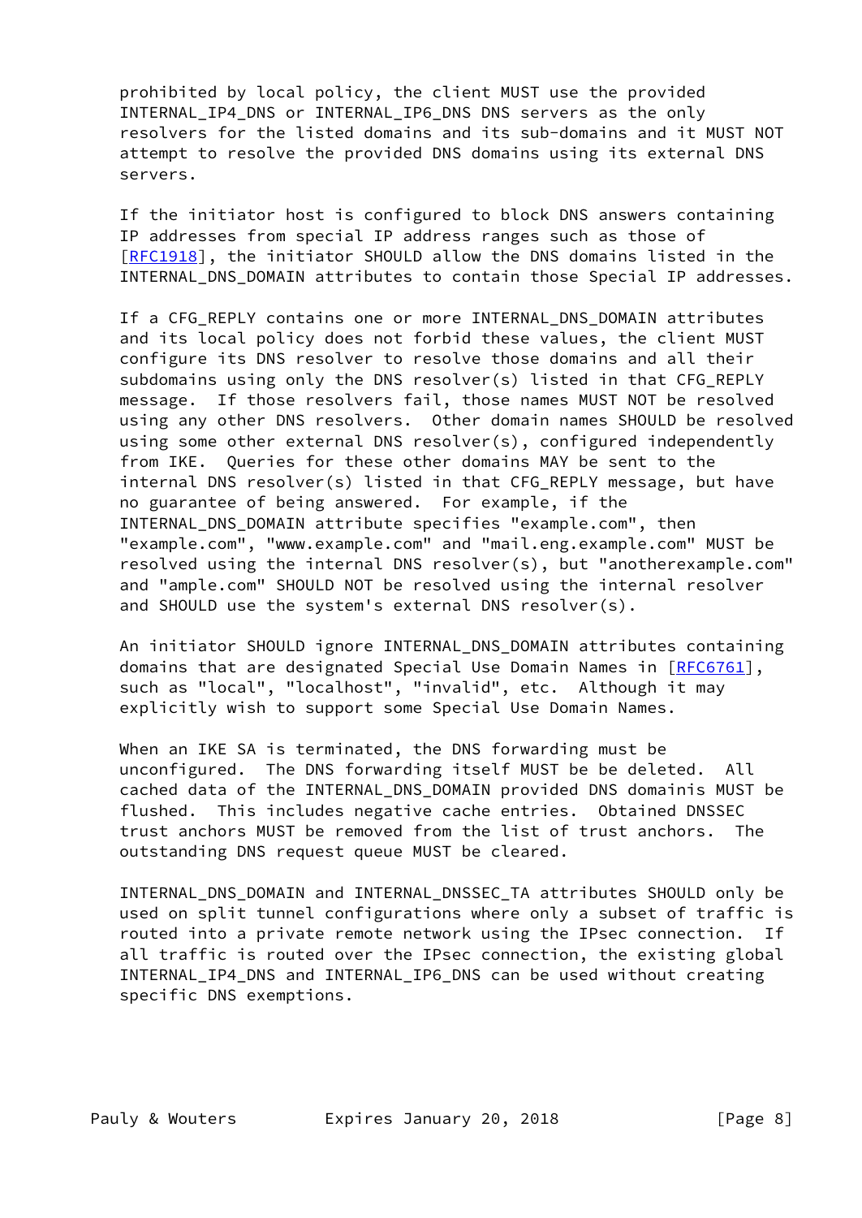prohibited by local policy, the client MUST use the provided INTERNAL_IP4_DNS or INTERNAL_IP6_DNS DNS servers as the only resolvers for the listed domains and its sub-domains and it MUST NOT attempt to resolve the provided DNS domains using its external DNS servers.

If the initiator host is configured to block DNS answers containing IP addresses from special IP address ranges such as those of [RFC1918], the initiator SHOULD allow the DNS domains listed in the INTERNAL_DNS_DOMAIN attributes to contain those Special IP addresses.

If a CFG_REPLY contains one or more INTERNAL_DNS_DOMAIN attributes and its local policy does not forbid these values, the client MUST configure its DNS resolver to resolve those domains and all their subdomains using only the DNS resolver(s) listed in that CFG_REPLY message. If those resolvers fail, those names MUST NOT be resolved using any other DNS resolvers. Other domain names SHOULD be resolved using some other external DNS resolver(s), configured independently from IKE. Queries for these other domains MAY be sent to the internal DNS resolver(s) listed in that CFG_REPLY message, but have no guarantee of being answered. For example, if the INTERNAL_DNS_DOMAIN attribute specifies "example.com", then "example.com", "www.example.com" and "mail.eng.example.com" MUST be resolved using the internal DNS resolver(s), but "anotherexample.com" and "ample.com" SHOULD NOT be resolved using the internal resolver and SHOULD use the system's external DNS resolver(s).

An initiator SHOULD ignore INTERNAL_DNS_DOMAIN attributes containing domains that are designated Special Use Domain Names in [RFC6761], such as "local", "localhost", "invalid", etc. Although it may explicitly wish to support some Special Use Domain Names.

When an IKE SA is terminated, the DNS forwarding must be unconfigured. The DNS forwarding itself MUST be be deleted. All cached data of the INTERNAL_DNS_DOMAIN provided DNS domainis MUST be flushed. This includes negative cache entries. Obtained DNSSEC trust anchors MUST be removed from the list of trust anchors. The outstanding DNS request queue MUST be cleared.

INTERNAL_DNS_DOMAIN and INTERNAL_DNSSEC_TA attributes SHOULD only be used on split tunnel configurations where only a subset of traffic is routed into a private remote network using the IPsec connection. If all traffic is routed over the IPsec connection, the existing global INTERNAL_IP4_DNS and INTERNAL_IP6_DNS can be used without creating specific DNS exemptions.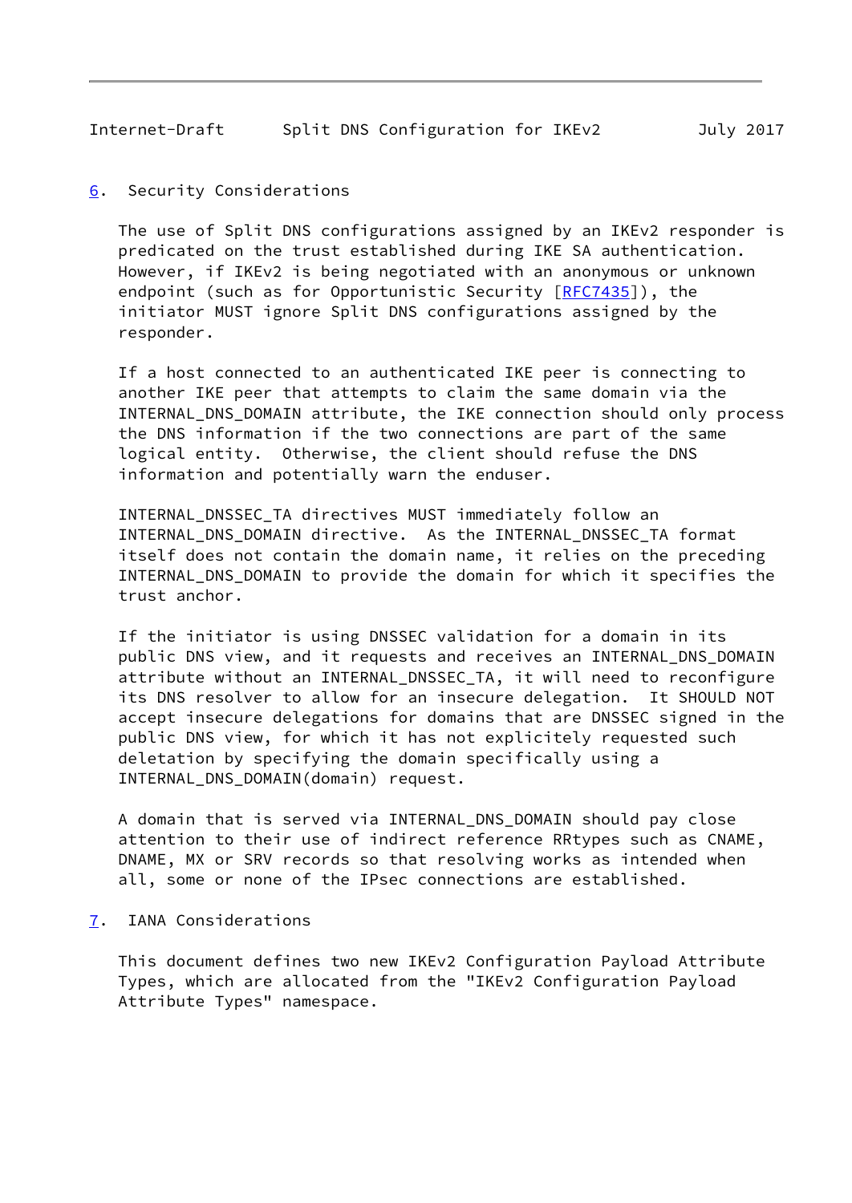## 6. Security Considerations

The use of Split DNS configurations assigned by an IKEv2 responder is predicated on the trust established during IKE SA authentication. However, if IKEv2 is being negotiated with an anonymous or unknown endpoint (such as for Opportunistic Security [RFC7435]), the initiator MUST ignore Split DNS configurations assigned by the responder.

If a host connected to an authenticated IKE peer is connecting to another IKE peer that attempts to claim the same domain via the INTERNAL_DNS_DOMAIN attribute, the IKE connection should only process the DNS information if the two connections are part of the same logical entity. Otherwise, the client should refuse the DNS information and potentially warn the enduser.

INTERNAL_DNSSEC_TA directives MUST immediately follow an INTERNAL_DNS_DOMAIN directive. As the INTERNAL_DNSSEC_TA format itself does not contain the domain name, it relies on the preceding INTERNAL_DNS_DOMAIN to provide the domain for which it specifies the trust anchor.

If the initiator is using DNSSEC validation for a domain in its public DNS view, and it requests and receives an INTERNAL_DNS_DOMAIN attribute without an INTERNAL_DNSSEC_TA, it will need to reconfigure its DNS resolver to allow for an insecure delegation. It SHOULD NOT accept insecure delegations for domains that are DNSSEC signed in the public DNS view, for which it has not explicitely requested such deletation by specifying the domain specifically using a INTERNAL_DNS_DOMAIN(domain) request.

A domain that is served via INTERNAL_DNS_DOMAIN should pay close attention to their use of indirect reference RRtypes such as CNAME, DNAME, MX or SRV records so that resolving works as intended when all, some or none of the IPsec connections are established.

## 7. IANA Considerations

This document defines two new IKEv2 Configuration Payload Attribute Types, which are allocated from the "IKEv2 Configuration Payload Attribute Types" namespace.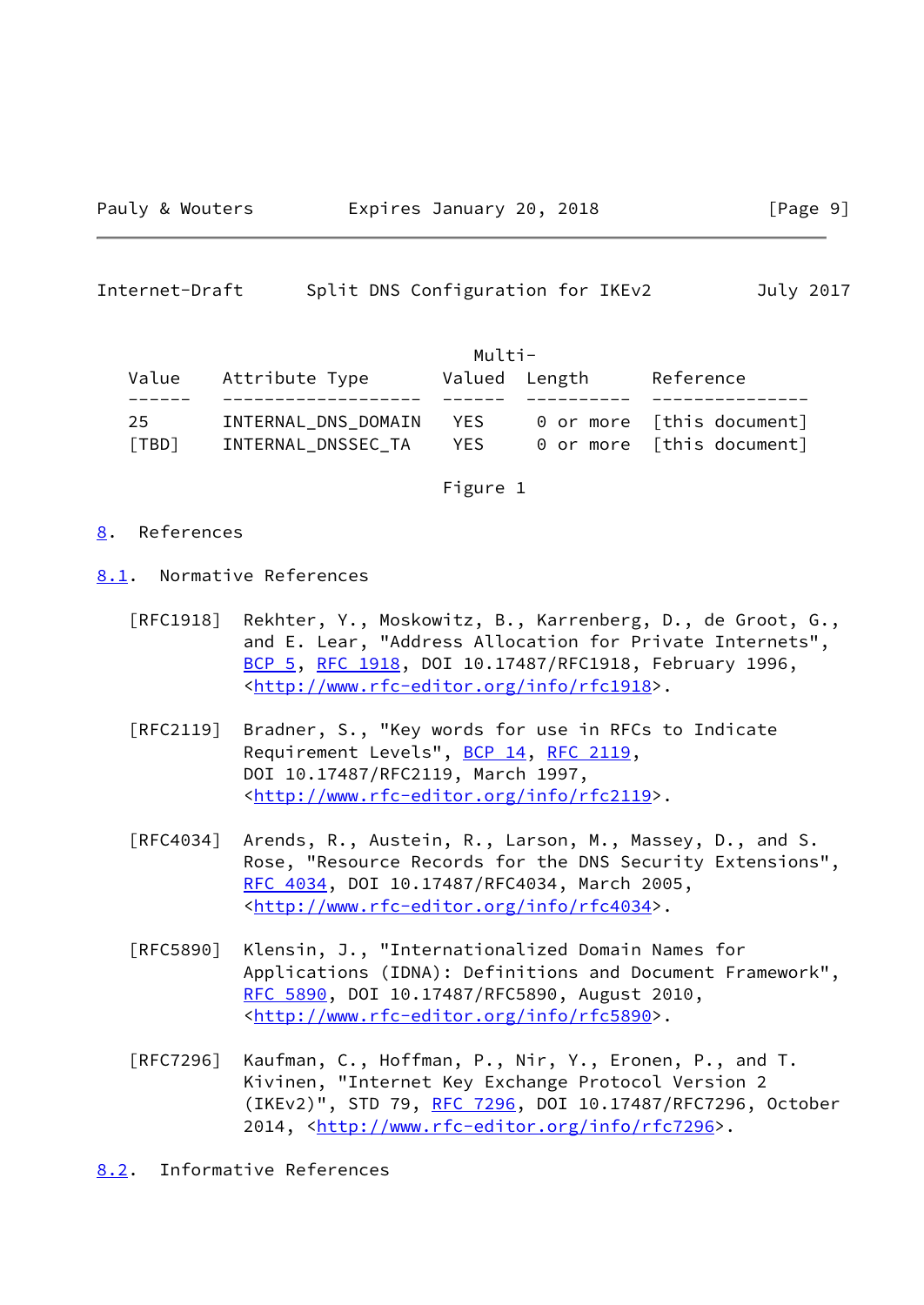| Value | Attribute Type | Multi-Valued | Length | Reference |
|---|---|---|---|---|
| 25 | INTERNAL_DNS_DOMAIN | YES | 0 or more | [this document] |
| [TBD] | INTERNAL_DNSSEC_TA | YES | 0 or more | [this document] |

Figure 1

## 8. References

### 8.1. Normative References

[RFC1918] Rekhter, Y., Moskowitz, B., Karrenberg, D., de Groot, G., and E. Lear, "Address Allocation for Private Internets", BCP 5, RFC 1918, DOI 10.17487/RFC1918, February 1996, <http://www.rfc-editor.org/info/rfc1918>.

[RFC2119] Bradner, S., "Key words for use in RFCs to Indicate Requirement Levels", BCP 14, RFC 2119, DOI 10.17487/RFC2119, March 1997, <http://www.rfc-editor.org/info/rfc2119>.

[RFC4034] Arends, R., Austein, R., Larson, M., Massey, D., and S. Rose, "Resource Records for the DNS Security Extensions", RFC 4034, DOI 10.17487/RFC4034, March 2005, <http://www.rfc-editor.org/info/rfc4034>.

[RFC5890] Klensin, J., "Internationalized Domain Names for Applications (IDNA): Definitions and Document Framework", RFC 5890, DOI 10.17487/RFC5890, August 2010, <http://www.rfc-editor.org/info/rfc5890>.

[RFC7296] Kaufman, C., Hoffman, P., Nir, Y., Eronen, P., and T. Kivinen, "Internet Key Exchange Protocol Version 2 (IKEv2)", STD 79, RFC 7296, DOI 10.17487/RFC7296, October 2014, <http://www.rfc-editor.org/info/rfc7296>.

### 8.2. Informative References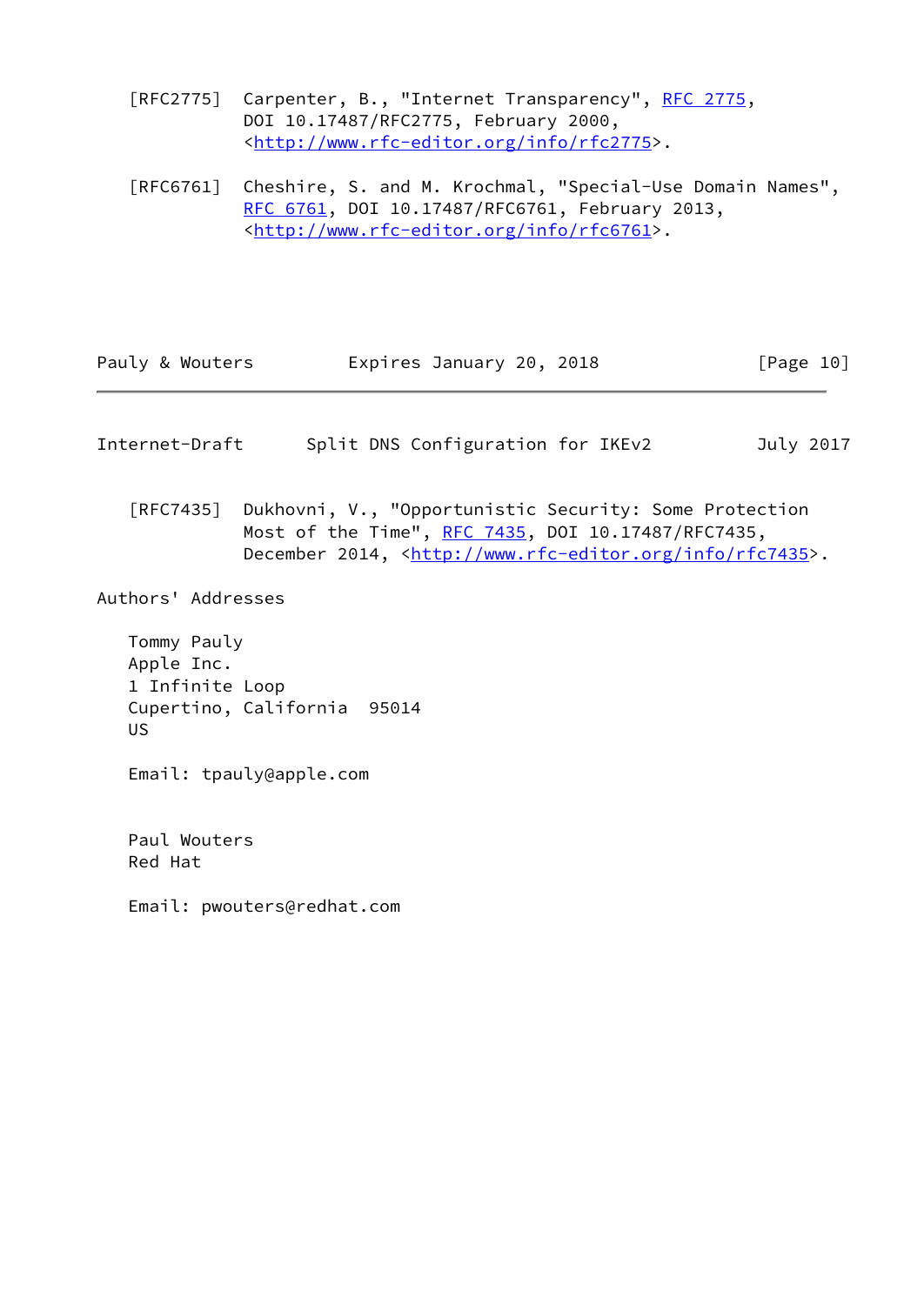[RFC2775] Carpenter, B., "Internet Transparency", RFC 2775, DOI 10.17487/RFC2775, February 2000, <http://www.rfc-editor.org/info/rfc2775>.

[RFC6761] Cheshire, S. and M. Krochmal, "Special-Use Domain Names", RFC 6761, DOI 10.17487/RFC6761, February 2013, <http://www.rfc-editor.org/info/rfc6761>.

[RFC7435] Dukhovni, V., "Opportunistic Security: Some Protection Most of the Time", RFC 7435, DOI 10.17487/RFC7435, December 2014, <http://www.rfc-editor.org/info/rfc7435>.

## Authors' Addresses

Tommy Pauly
Apple Inc.
1 Infinite Loop
Cupertino, California 95014
US

Email: tpauly@apple.com

Paul Wouters
Red Hat

Email: pwouters@redhat.com